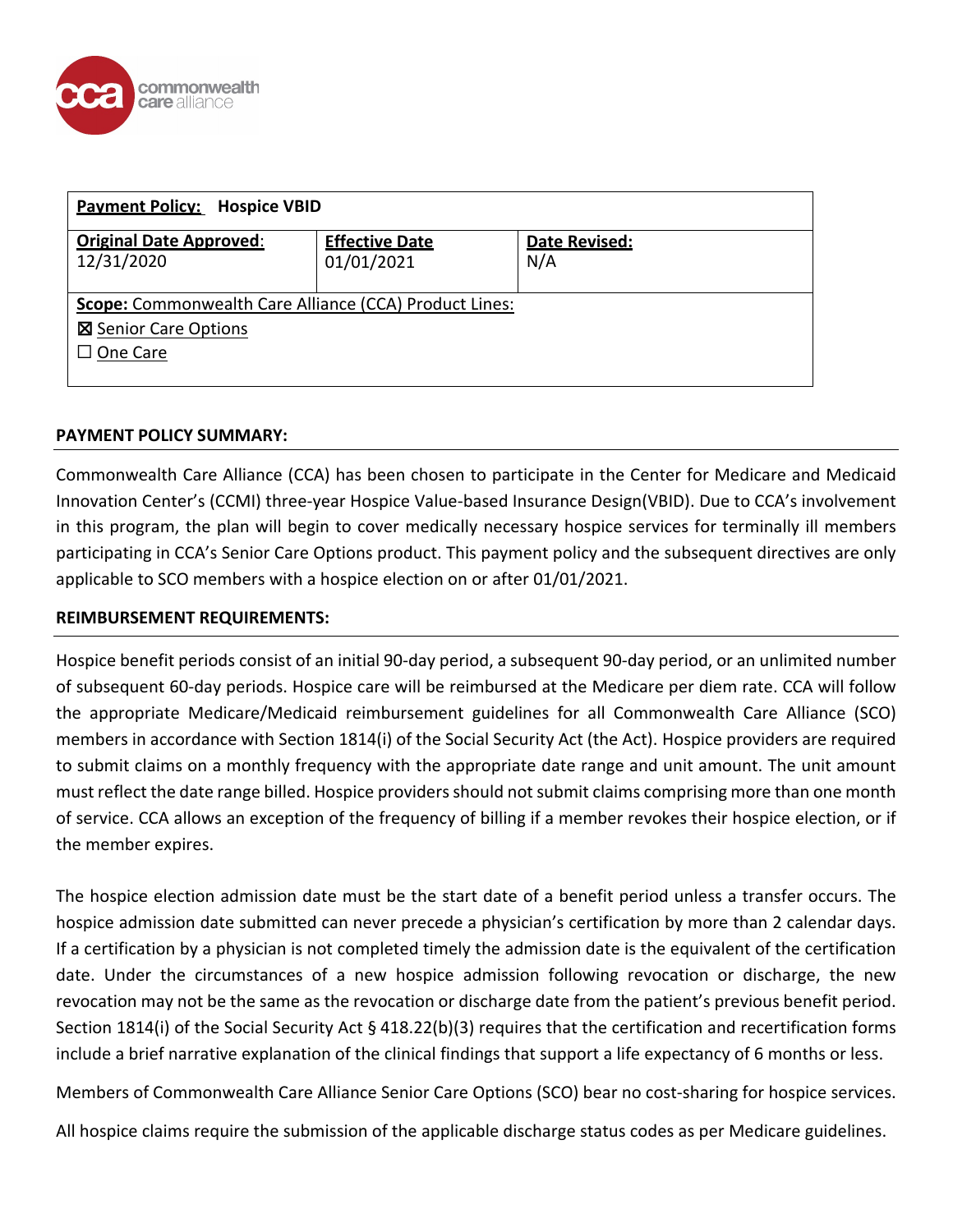| **Payment Policy: Hospice VBID** | | |
| --- | --- | --- |
| **Original Date Approved:** 12/31/2020 | **Effective Date** 01/01/2021 | **Date Revised:** N/A |
| **Scope:** Commonwealth Care Alliance (CCA) Product Lines:<br>☒ Senior Care Options<br>☐ One Care | | |

**PAYMENT POLICY SUMMARY:**

Commonwealth Care Alliance (CCA) has been chosen to participate in the Center for Medicare and Medicaid Innovation Center's (CCMI) three-year Hospice Value-based Insurance Design(VBID). Due to CCA's involvement in this program, the plan will begin to cover medically necessary hospice services for terminally ill members participating in CCA's Senior Care Options product. This payment policy and the subsequent directives are only applicable to SCO members with a hospice election on or after 01/01/2021.

**REIMBURSEMENT REQUIREMENTS:**

Hospice benefit periods consist of an initial 90-day period, a subsequent 90-day period, or an unlimited number of subsequent 60-day periods. Hospice care will be reimbursed at the Medicare per diem rate. CCA will follow the appropriate Medicare/Medicaid reimbursement guidelines for all Commonwealth Care Alliance (SCO) members in accordance with Section 1814(i) of the Social Security Act (the Act). Hospice providers are required to submit claims on a monthly frequency with the appropriate date range and unit amount. The unit amount must reflect the date range billed. Hospice providers should not submit claims comprising more than one month of service. CCA allows an exception of the frequency of billing if a member revokes their hospice election, or if the member expires.

The hospice election admission date must be the start date of a benefit period unless a transfer occurs. The hospice admission date submitted can never precede a physician's certification by more than 2 calendar days. If a certification by a physician is not completed timely the admission date is the equivalent of the certification date. Under the circumstances of a new hospice admission following revocation or discharge, the new revocation may not be the same as the revocation or discharge date from the patient's previous benefit period. Section 1814(i) of the Social Security Act § 418.22(b)(3) requires that the certification and recertification forms include a brief narrative explanation of the clinical findings that support a life expectancy of 6 months or less.

Members of Commonwealth Care Alliance Senior Care Options (SCO) bear no cost-sharing for hospice services.

All hospice claims require the submission of the applicable discharge status codes as per Medicare guidelines.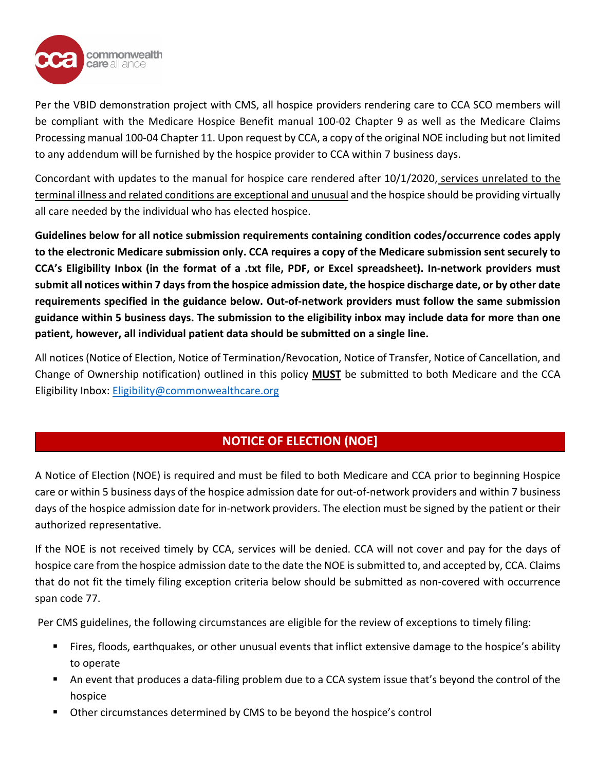Per the VBID demonstration project with CMS, all hospice providers rendering care to CCA SCO members will be compliant with the Medicare Hospice Benefit manual 100-02 Chapter 9 as well as the Medicare Claims Processing manual 100-04 Chapter 11. Upon request by CCA, a copy of the original NOE including but not limited to any addendum will be furnished by the hospice provider to CCA within 7 business days.

Concordant with updates to the manual for hospice care rendered after 10/1/2020, services unrelated to the terminal illness and related conditions are exceptional and unusual and the hospice should be providing virtually all care needed by the individual who has elected hospice.

**Guidelines below for all notice submission requirements containing condition codes/occurrence codes apply to the electronic Medicare submission only. CCA requires a copy of the Medicare submission sent securely to CCA's Eligibility Inbox (in the format of a .txt file, PDF, or Excel spreadsheet). In-network providers must submit all notices within 7 days from the hospice admission date, the hospice discharge date, or by other date requirements specified in the guidance below. Out-of-network providers must follow the same submission guidance within 5 business days. The submission to the eligibility inbox may include data for more than one patient, however, all individual patient data should be submitted on a single line.**

All notices (Notice of Election, Notice of Termination/Revocation, Notice of Transfer, Notice of Cancellation, and Change of Ownership notification) outlined in this policy **MUST** be submitted to both Medicare and the CCA Eligibility Inbox: Eligibility@commonwealthcare.org

## NOTICE OF ELECTION (NOE]

A Notice of Election (NOE) is required and must be filed to both Medicare and CCA prior to beginning Hospice care or within 5 business days of the hospice admission date for out-of-network providers and within 7 business days of the hospice admission date for in-network providers. The election must be signed by the patient or their authorized representative.

If the NOE is not received timely by CCA, services will be denied. CCA will not cover and pay for the days of hospice care from the hospice admission date to the date the NOE is submitted to, and accepted by, CCA. Claims that do not fit the timely filing exception criteria below should be submitted as non-covered with occurrence span code 77.

Per CMS guidelines, the following circumstances are eligible for the review of exceptions to timely filing:

- Fires, floods, earthquakes, or other unusual events that inflict extensive damage to the hospice's ability to operate
- An event that produces a data-filing problem due to a CCA system issue that's beyond the control of the hospice
- Other circumstances determined by CMS to be beyond the hospice's control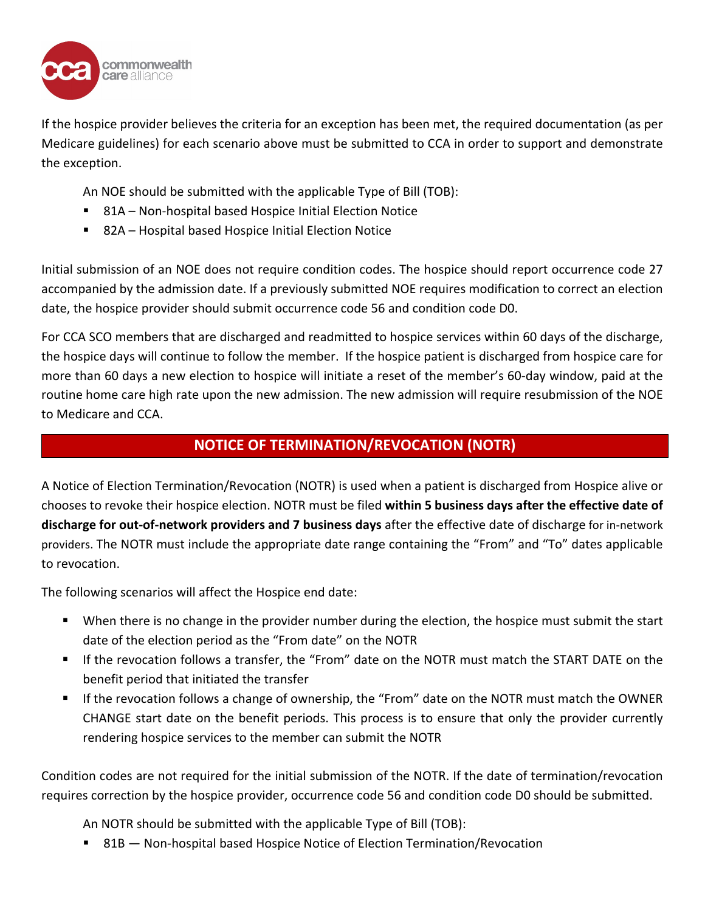If the hospice provider believes the criteria for an exception has been met, the required documentation (as per Medicare guidelines) for each scenario above must be submitted to CCA in order to support and demonstrate the exception.

An NOE should be submitted with the applicable Type of Bill (TOB):

- 81A – Non-hospital based Hospice Initial Election Notice
- 82A – Hospital based Hospice Initial Election Notice

Initial submission of an NOE does not require condition codes. The hospice should report occurrence code 27 accompanied by the admission date. If a previously submitted NOE requires modification to correct an election date, the hospice provider should submit occurrence code 56 and condition code D0.

For CCA SCO members that are discharged and readmitted to hospice services within 60 days of the discharge, the hospice days will continue to follow the member. If the hospice patient is discharged from hospice care for more than 60 days a new election to hospice will initiate a reset of the member's 60-day window, paid at the routine home care high rate upon the new admission. The new admission will require resubmission of the NOE to Medicare and CCA.

## NOTICE OF TERMINATION/REVOCATION (NOTR)

A Notice of Election Termination/Revocation (NOTR) is used when a patient is discharged from Hospice alive or chooses to revoke their hospice election. NOTR must be filed **within 5 business days after the effective date of discharge for out-of-network providers and 7 business days** after the effective date of discharge for in-network providers. The NOTR must include the appropriate date range containing the "From" and "To" dates applicable to revocation.

The following scenarios will affect the Hospice end date:

- When there is no change in the provider number during the election, the hospice must submit the start date of the election period as the "From date" on the NOTR
- If the revocation follows a transfer, the "From" date on the NOTR must match the START DATE on the benefit period that initiated the transfer
- If the revocation follows a change of ownership, the "From" date on the NOTR must match the OWNER CHANGE start date on the benefit periods. This process is to ensure that only the provider currently rendering hospice services to the member can submit the NOTR

Condition codes are not required for the initial submission of the NOTR. If the date of termination/revocation requires correction by the hospice provider, occurrence code 56 and condition code D0 should be submitted.

An NOTR should be submitted with the applicable Type of Bill (TOB):

- 81B — Non-hospital based Hospice Notice of Election Termination/Revocation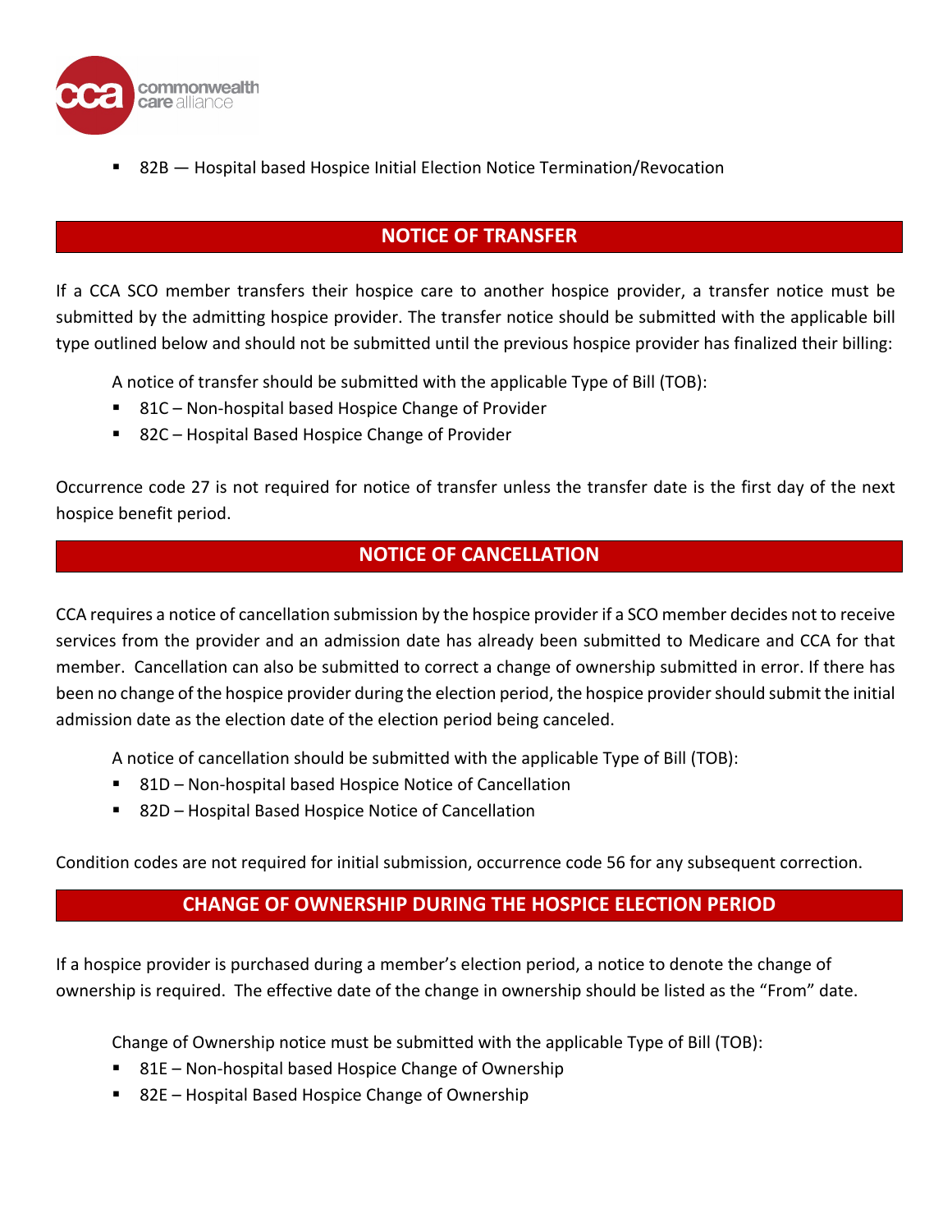- 82B — Hospital based Hospice Initial Election Notice Termination/Revocation

## NOTICE OF TRANSFER

If a CCA SCO member transfers their hospice care to another hospice provider, a transfer notice must be submitted by the admitting hospice provider. The transfer notice should be submitted with the applicable bill type outlined below and should not be submitted until the previous hospice provider has finalized their billing:

A notice of transfer should be submitted with the applicable Type of Bill (TOB):

- 81C – Non-hospital based Hospice Change of Provider
- 82C – Hospital Based Hospice Change of Provider

Occurrence code 27 is not required for notice of transfer unless the transfer date is the first day of the next hospice benefit period.

## NOTICE OF CANCELLATION

CCA requires a notice of cancellation submission by the hospice provider if a SCO member decides not to receive services from the provider and an admission date has already been submitted to Medicare and CCA for that member. Cancellation can also be submitted to correct a change of ownership submitted in error. If there has been no change of the hospice provider during the election period, the hospice provider should submit the initial admission date as the election date of the election period being canceled.

A notice of cancellation should be submitted with the applicable Type of Bill (TOB):

- 81D – Non-hospital based Hospice Notice of Cancellation
- 82D – Hospital Based Hospice Notice of Cancellation

Condition codes are not required for initial submission, occurrence code 56 for any subsequent correction.

## CHANGE OF OWNERSHIP DURING THE HOSPICE ELECTION PERIOD

If a hospice provider is purchased during a member's election period, a notice to denote the change of ownership is required. The effective date of the change in ownership should be listed as the "From" date.

Change of Ownership notice must be submitted with the applicable Type of Bill (TOB):

- 81E – Non-hospital based Hospice Change of Ownership
- 82E – Hospital Based Hospice Change of Ownership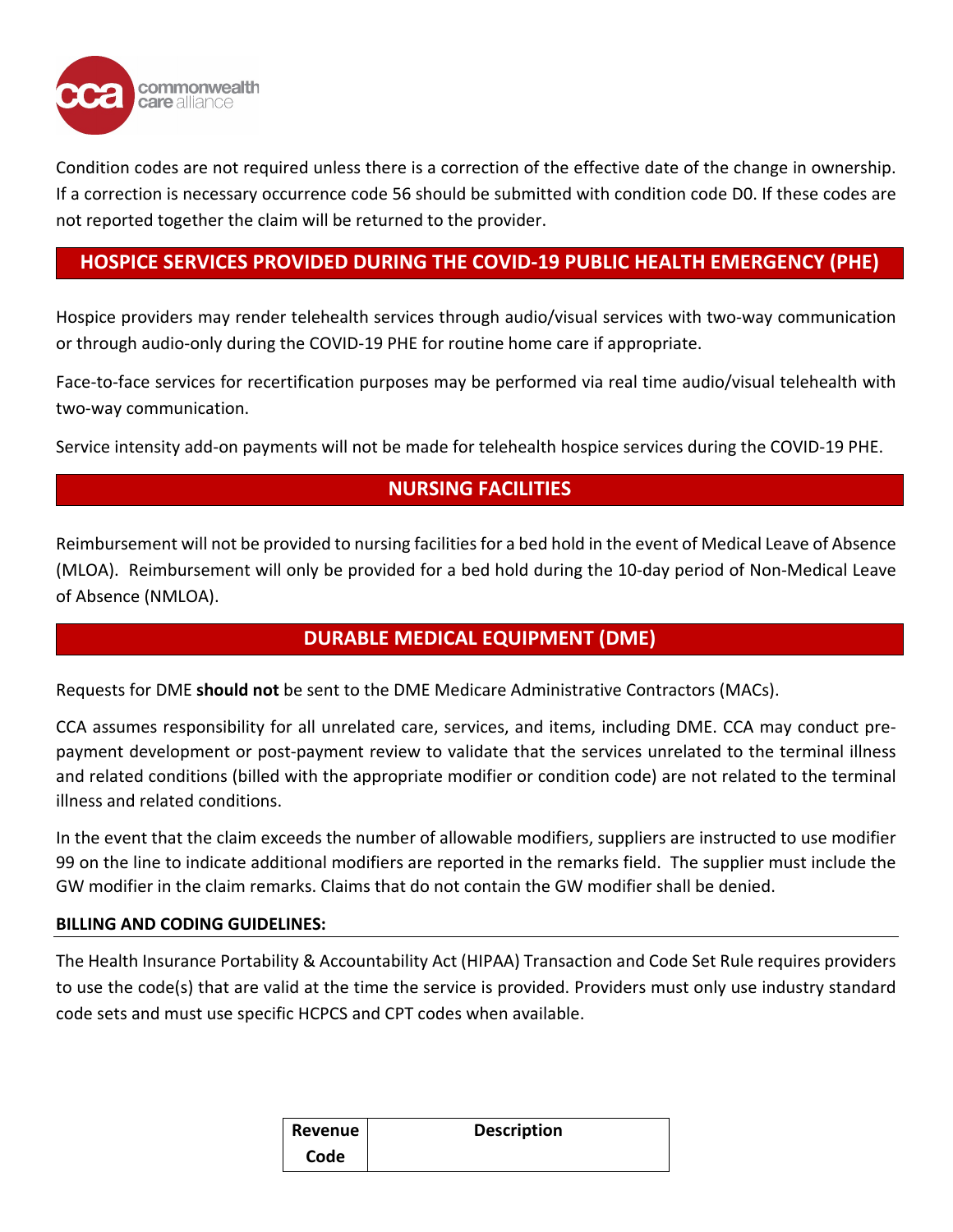Condition codes are not required unless there is a correction of the effective date of the change in ownership. If a correction is necessary occurrence code 56 should be submitted with condition code D0. If these codes are not reported together the claim will be returned to the provider.

## HOSPICE SERVICES PROVIDED DURING THE COVID-19 PUBLIC HEALTH EMERGENCY (PHE)

Hospice providers may render telehealth services through audio/visual services with two-way communication or through audio-only during the COVID-19 PHE for routine home care if appropriate.

Face-to-face services for recertification purposes may be performed via real time audio/visual telehealth with two-way communication.

Service intensity add-on payments will not be made for telehealth hospice services during the COVID-19 PHE.

## NURSING FACILITIES

Reimbursement will not be provided to nursing facilities for a bed hold in the event of Medical Leave of Absence (MLOA). Reimbursement will only be provided for a bed hold during the 10-day period of Non-Medical Leave of Absence (NMLOA).

## DURABLE MEDICAL EQUIPMENT (DME)

Requests for DME **should not** be sent to the DME Medicare Administrative Contractors (MACs).

CCA assumes responsibility for all unrelated care, services, and items, including DME. CCA may conduct pre-payment development or post-payment review to validate that the services unrelated to the terminal illness and related conditions (billed with the appropriate modifier or condition code) are not related to the terminal illness and related conditions.

In the event that the claim exceeds the number of allowable modifiers, suppliers are instructed to use modifier 99 on the line to indicate additional modifiers are reported in the remarks field. The supplier must include the GW modifier in the claim remarks. Claims that do not contain the GW modifier shall be denied.

**BILLING AND CODING GUIDELINES:**

The Health Insurance Portability & Accountability Act (HIPAA) Transaction and Code Set Rule requires providers to use the code(s) that are valid at the time the service is provided. Providers must only use industry standard code sets and must use specific HCPCS and CPT codes when available.

| Revenue Code | Description |
|---|---|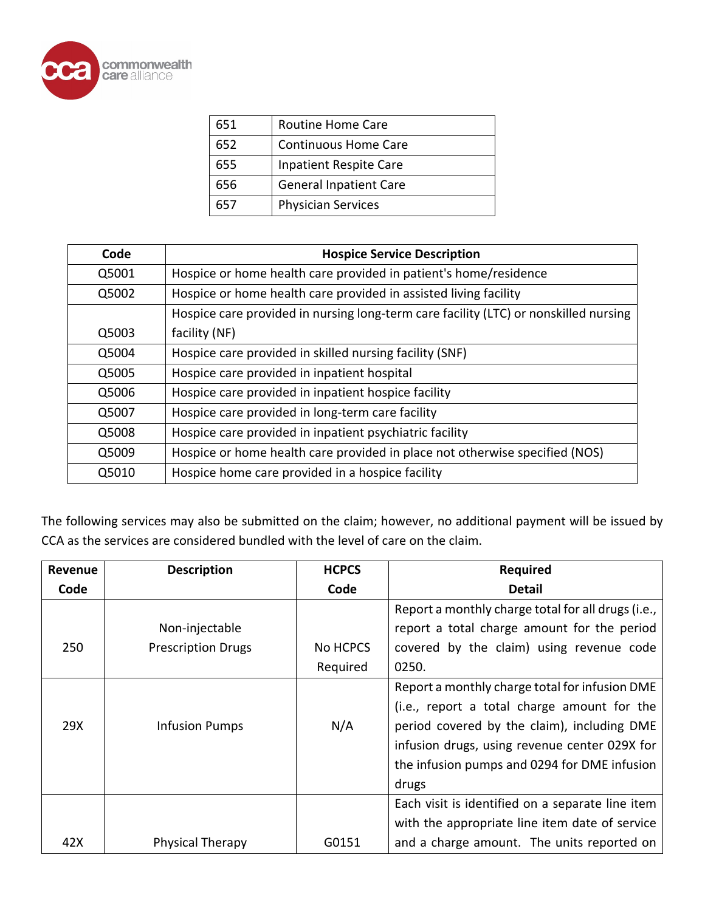| 651 | Routine Home Care |
|---|---|
| 652 | Continuous Home Care |
| 655 | Inpatient Respite Care |
| 656 | General Inpatient Care |
| 657 | Physician Services |

| Code | Hospice Service Description |
|---|---|
| Q5001 | Hospice or home health care provided in patient's home/residence |
| Q5002 | Hospice or home health care provided in assisted living facility |
| Q5003 | Hospice care provided in nursing long-term care facility (LTC) or nonskilled nursing facility (NF) |
| Q5004 | Hospice care provided in skilled nursing facility (SNF) |
| Q5005 | Hospice care provided in inpatient hospital |
| Q5006 | Hospice care provided in inpatient hospice facility |
| Q5007 | Hospice care provided in long-term care facility |
| Q5008 | Hospice care provided in inpatient psychiatric facility |
| Q5009 | Hospice or home health care provided in place not otherwise specified (NOS) |
| Q5010 | Hospice home care provided in a hospice facility |

The following services may also be submitted on the claim; however, no additional payment will be issued by CCA as the services are considered bundled with the level of care on the claim.

| Revenue Code | Description | HCPCS Code | Required Detail |
|---|---|---|---|
| 250 | Non-injectable Prescription Drugs | No HCPCS Required | Report a monthly charge total for all drugs (i.e., report a total charge amount for the period covered by the claim) using revenue code 0250. |
| 29X | Infusion Pumps | N/A | Report a monthly charge total for infusion DME (i.e., report a total charge amount for the period covered by the claim), including DME infusion drugs, using revenue center 029X for the infusion pumps and 0294 for DME infusion drugs |
| 42X | Physical Therapy | G0151 | Each visit is identified on a separate line item with the appropriate line item date of service and a charge amount. The units reported on |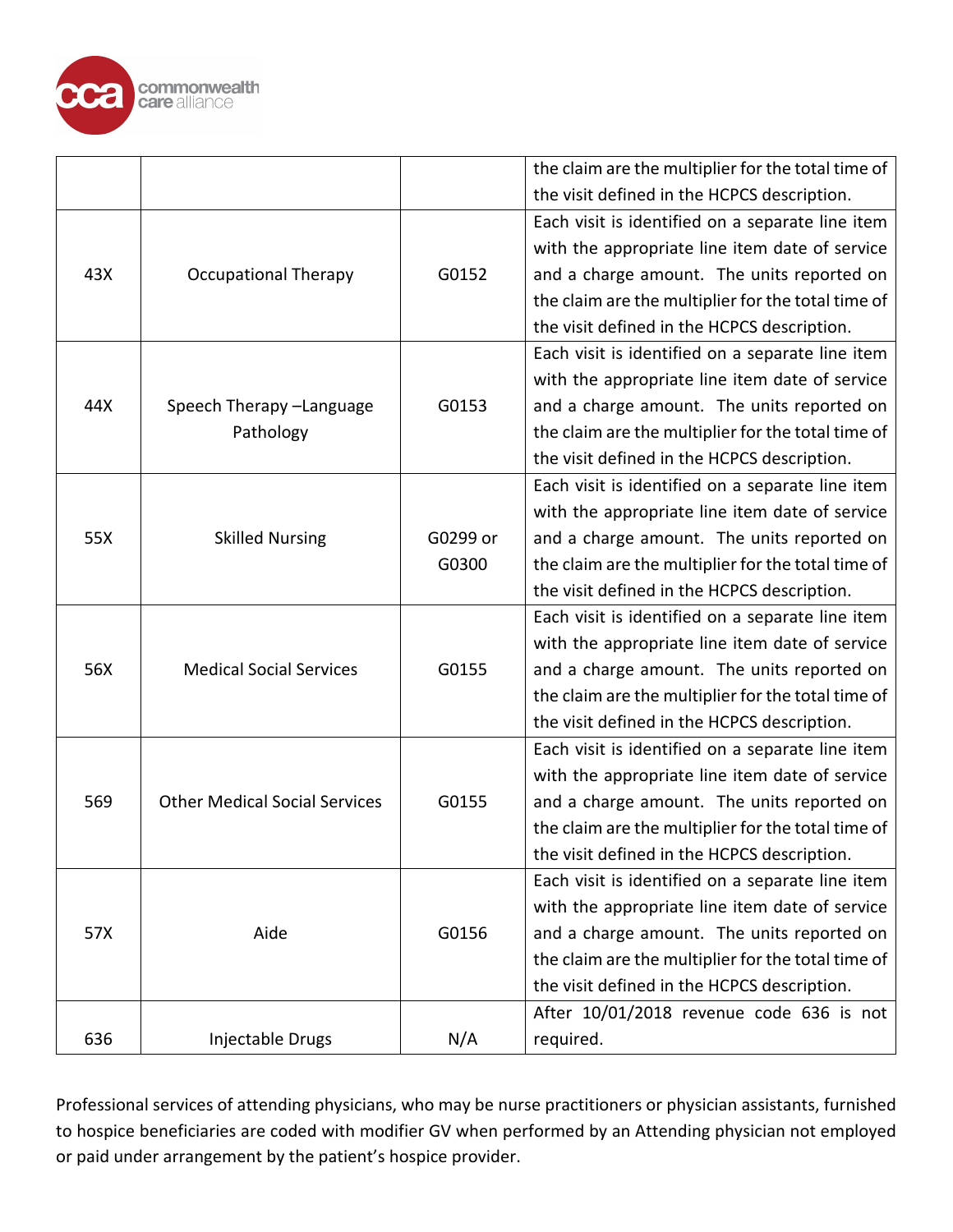| | | | the claim are the multiplier for the total time of the visit defined in the HCPCS description. |
|---|---|---|---|
| 43X | Occupational Therapy | G0152 | Each visit is identified on a separate line item with the appropriate line item date of service and a charge amount. The units reported on the claim are the multiplier for the total time of the visit defined in the HCPCS description. |
| 44X | Speech Therapy –Language Pathology | G0153 | Each visit is identified on a separate line item with the appropriate line item date of service and a charge amount. The units reported on the claim are the multiplier for the total time of the visit defined in the HCPCS description. |
| 55X | Skilled Nursing | G0299 or G0300 | Each visit is identified on a separate line item with the appropriate line item date of service and a charge amount. The units reported on the claim are the multiplier for the total time of the visit defined in the HCPCS description. |
| 56X | Medical Social Services | G0155 | Each visit is identified on a separate line item with the appropriate line item date of service and a charge amount. The units reported on the claim are the multiplier for the total time of the visit defined in the HCPCS description. |
| 569 | Other Medical Social Services | G0155 | Each visit is identified on a separate line item with the appropriate line item date of service and a charge amount. The units reported on the claim are the multiplier for the total time of the visit defined in the HCPCS description. |
| 57X | Aide | G0156 | Each visit is identified on a separate line item with the appropriate line item date of service and a charge amount. The units reported on the claim are the multiplier for the total time of the visit defined in the HCPCS description. |
| 636 | Injectable Drugs | N/A | After 10/01/2018 revenue code 636 is not required. |

Professional services of attending physicians, who may be nurse practitioners or physician assistants, furnished to hospice beneficiaries are coded with modifier GV when performed by an Attending physician not employed or paid under arrangement by the patient's hospice provider.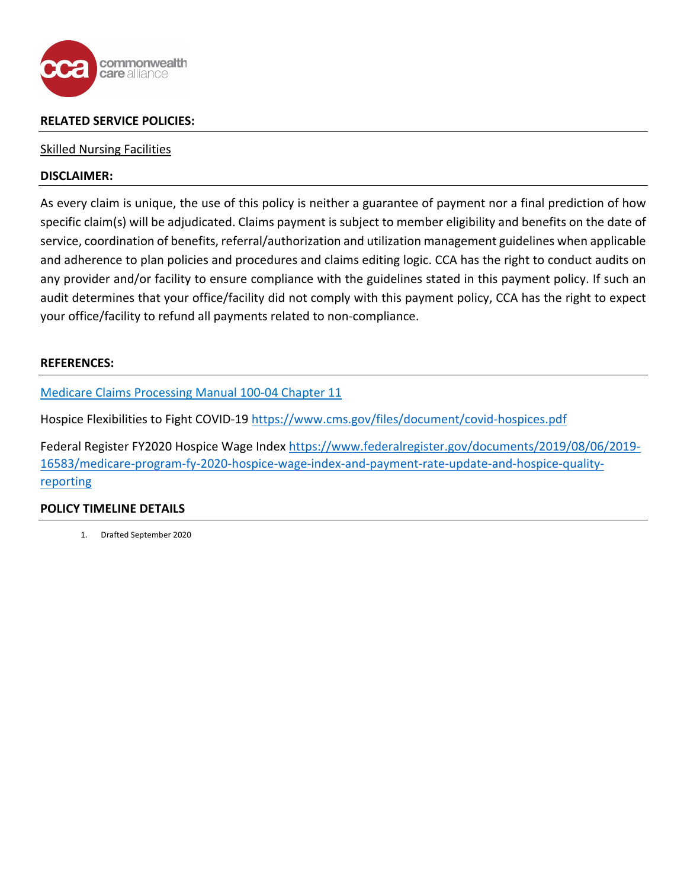## RELATED SERVICE POLICIES:

Skilled Nursing Facilities

## DISCLAIMER:

As every claim is unique, the use of this policy is neither a guarantee of payment nor a final prediction of how specific claim(s) will be adjudicated. Claims payment is subject to member eligibility and benefits on the date of service, coordination of benefits, referral/authorization and utilization management guidelines when applicable and adherence to plan policies and procedures and claims editing logic. CCA has the right to conduct audits on any provider and/or facility to ensure compliance with the guidelines stated in this payment policy. If such an audit determines that your office/facility did not comply with this payment policy, CCA has the right to expect your office/facility to refund all payments related to non-compliance.

## REFERENCES:

Medicare Claims Processing Manual 100-04 Chapter 11

Hospice Flexibilities to Fight COVID-19 https://www.cms.gov/files/document/covid-hospices.pdf

Federal Register FY2020 Hospice Wage Index https://www.federalregister.gov/documents/2019/08/06/2019-16583/medicare-program-fy-2020-hospice-wage-index-and-payment-rate-update-and-hospice-quality-reporting

## POLICY TIMELINE DETAILS

1. Drafted September 2020